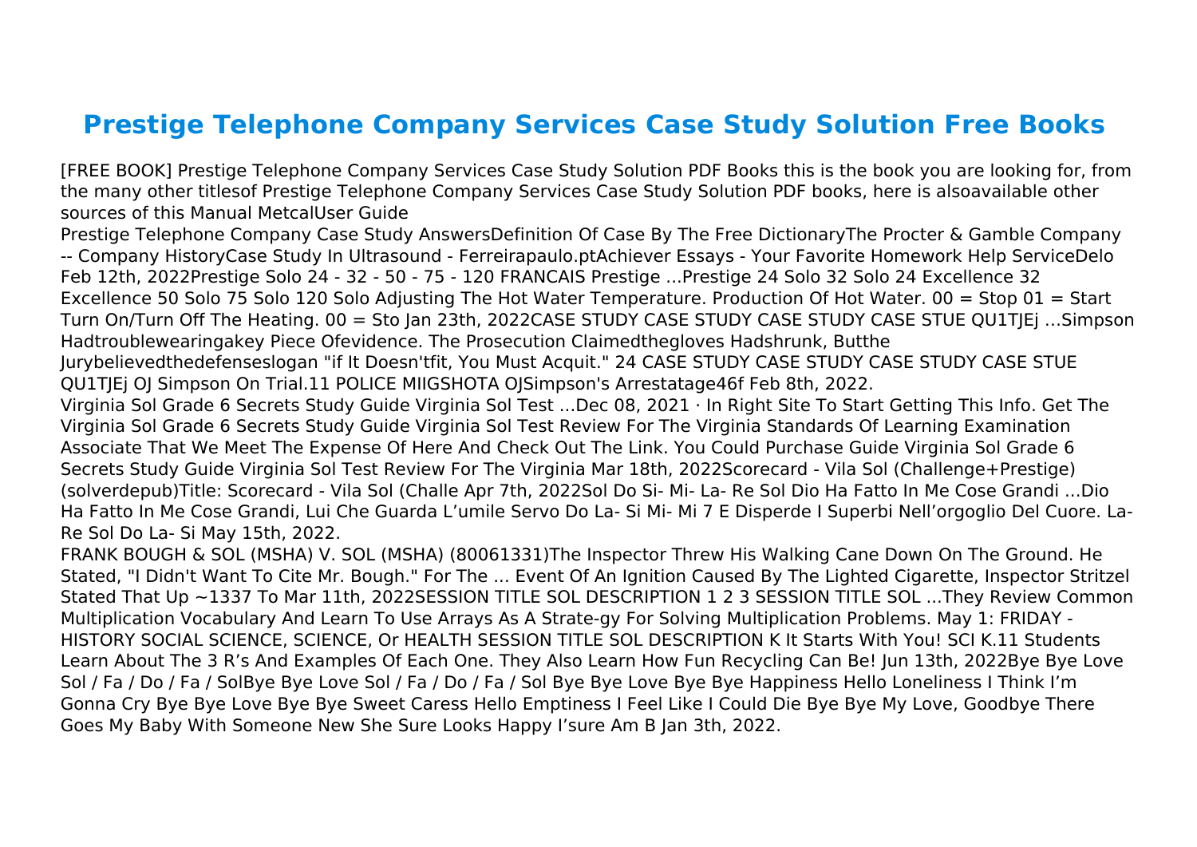# Prestige Telephone Company Services Case Study Solution Free Books

[FREE BOOK] Prestige Telephone Company Services Case Study Solution PDF Books this is the book you are looking for, from the many other titlesof Prestige Telephone Company Services Case Study Solution PDF books, here is alsoavailable other sources of this Manual MetcalUser Guide

Prestige Telephone Company Case Study AnswersDefinition Of Case By The Free DictionaryThe Procter & Gamble Company -- Company HistoryCase Study In Ultrasound - Ferreirapaulo.ptAchiever Essays - Your Favorite Homework Help ServiceDelo Feb 12th, 2022Prestige Solo 24 - 32 - 50 - 75 - 120 FRANCAIS Prestige ...Prestige 24 Solo 32 Solo 24 Excellence 32 Excellence 50 Solo 75 Solo 120 Solo Adjusting The Hot Water Temperature. Production Of Hot Water. 00 = Stop 01 = Start Turn On/Turn Off The Heating. 00 = Sto Jan 23th, 2022CASE STUDY CASE STUDY CASE STUDY CASE STUE QU1TJEj ...Simpson Hadtroublewearingakey Piece Ofevidence. The Prosecution Claimedthegloves Hadshrunk, Butthe Jurybelievedthedefenseslogan "if It Doesn'tfit, You Must Acquit." 24 CASE STUDY CASE STUDY CASE STUDY CASE STUE QU1TJEj OJ Simpson On Trial.11 POLICE MIIGSHOTA OJSimpson's Arrestatage46f Feb 8th, 2022.

Virginia Sol Grade 6 Secrets Study Guide Virginia Sol Test ...Dec 08, 2021 · In Right Site To Start Getting This Info. Get The Virginia Sol Grade 6 Secrets Study Guide Virginia Sol Test Review For The Virginia Standards Of Learning Examination Associate That We Meet The Expense Of Here And Check Out The Link. You Could Purchase Guide Virginia Sol Grade 6 Secrets Study Guide Virginia Sol Test Review For The Virginia Mar 18th, 2022Scorecard - Vila Sol (Challenge+Prestige) (solverdepub)Title: Scorecard - Vila Sol (Challe Apr 7th, 2022Sol Do Si- Mi- La- Re Sol Dio Ha Fatto In Me Cose Grandi ...Dio Ha Fatto In Me Cose Grandi, Lui Che Guarda L'umile Servo Do La- Si Mi- Mi 7 E Disperde I Superbi Nell'orgoglio Del Cuore. La- Re Sol Do La- Si May 15th, 2022.

FRANK BOUGH & SOL (MSHA) V. SOL (MSHA) (80061331)The Inspector Threw His Walking Cane Down On The Ground. He Stated, "I Didn't Want To Cite Mr. Bough." For The ... Event Of An Ignition Caused By The Lighted Cigarette, Inspector Stritzel Stated That Up ~1337 To Mar 11th, 2022SESSION TITLE SOL DESCRIPTION 1 2 3 SESSION TITLE SOL ...They Review Common Multiplication Vocabulary And Learn To Use Arrays As A Strate-gy For Solving Multiplication Problems. May 1: FRIDAY - HISTORY SOCIAL SCIENCE, SCIENCE, Or HEALTH SESSION TITLE SOL DESCRIPTION K It Starts With You! SCI K.11 Students Learn About The 3 R's And Examples Of Each One. They Also Learn How Fun Recycling Can Be! Jun 13th, 2022Bye Bye Love Sol / Fa / Do / Fa / SolBye Bye Love Sol / Fa / Do / Fa / Sol Bye Bye Love Bye Bye Happiness Hello Loneliness I Think I'm Gonna Cry Bye Bye Love Bye Bye Sweet Caress Hello Emptiness I Feel Like I Could Die Bye Bye My Love, Goodbye There Goes My Baby With Someone New She Sure Looks Happy I'sure Am B Jan 3th, 2022.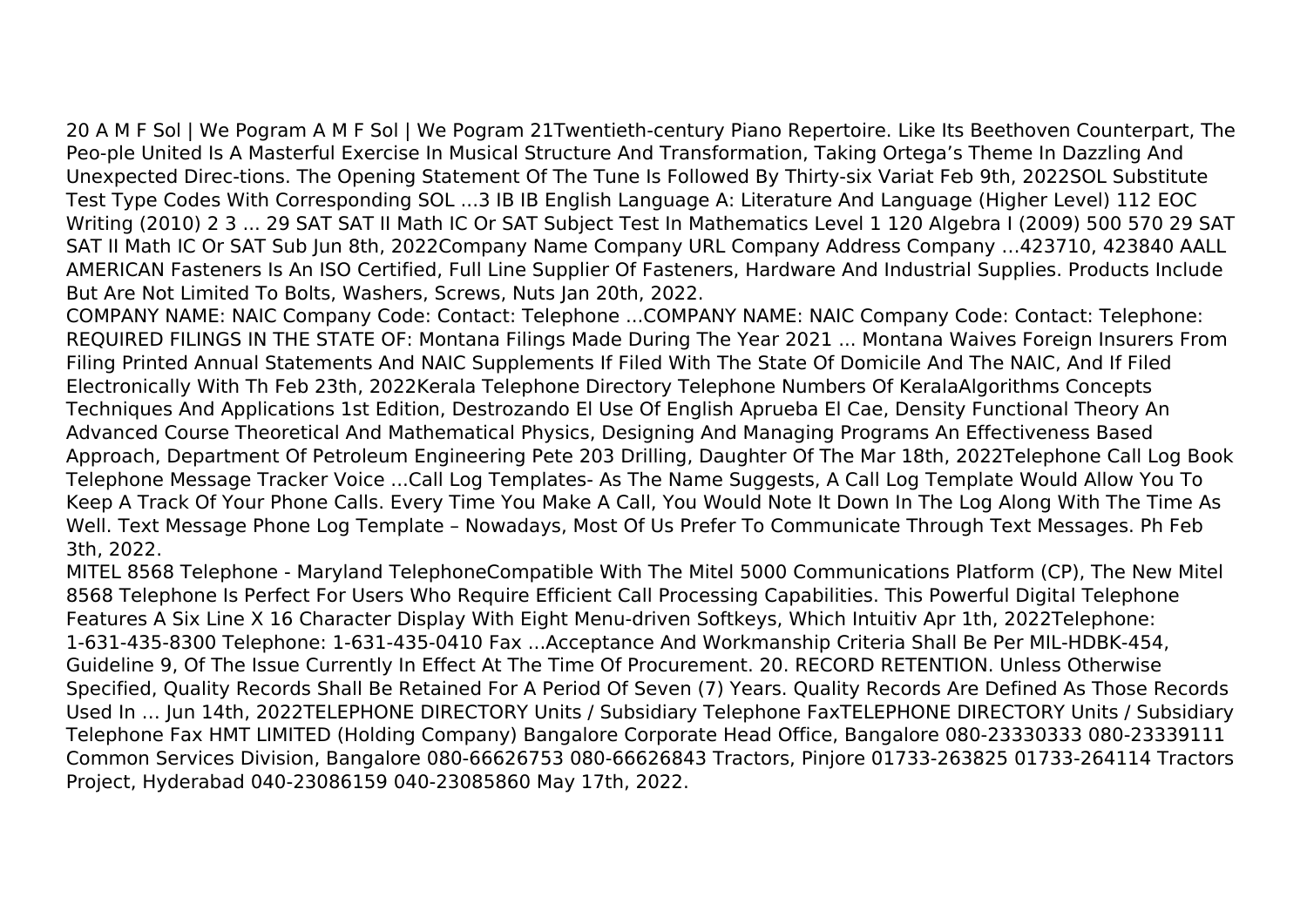20 A M F Sol | We Pogram A M F Sol | We Pogram 21Twentieth-century Piano Repertoire. Like Its Beethoven Counterpart, The Peo-ple United Is A Masterful Exercise In Musical Structure And Transformation, Taking Ortega's Theme In Dazzling And Unexpected Direc-tions. The Opening Statement Of The Tune Is Followed By Thirty-six Variat Feb 9th, 2022SOL Substitute Test Type Codes With Corresponding SOL ...3 IB IB English Language A: Literature And Language (Higher Level) 112 EOC Writing (2010) 2 3 ... 29 SAT SAT II Math IC Or SAT Subject Test In Mathematics Level 1 120 Algebra I (2009) 500 570 29 SAT SAT II Math IC Or SAT Sub Jun 8th, 2022Company Name Company URL Company Address Company …423710, 423840 AALL AMERICAN Fasteners Is An ISO Certified, Full Line Supplier Of Fasteners, Hardware And Industrial Supplies. Products Include But Are Not Limited To Bolts, Washers, Screws, Nuts Jan 20th, 2022.

COMPANY NAME: NAIC Company Code: Contact: Telephone ...COMPANY NAME: NAIC Company Code: Contact: Telephone: REQUIRED FILINGS IN THE STATE OF: Montana Filings Made During The Year 2021 ... Montana Waives Foreign Insurers From Filing Printed Annual Statements And NAIC Supplements If Filed With The State Of Domicile And The NAIC, And If Filed Electronically With Th Feb 23th, 2022Kerala Telephone Directory Telephone Numbers Of KeralaAlgorithms Concepts Techniques And Applications 1st Edition, Destrozando El Use Of English Aprueba El Cae, Density Functional Theory An Advanced Course Theoretical And Mathematical Physics, Designing And Managing Programs An Effectiveness Based Approach, Department Of Petroleum Engineering Pete 203 Drilling, Daughter Of The Mar 18th, 2022Telephone Call Log Book Telephone Message Tracker Voice ...Call Log Templates- As The Name Suggests, A Call Log Template Would Allow You To Keep A Track Of Your Phone Calls. Every Time You Make A Call, You Would Note It Down In The Log Along With The Time As Well. Text Message Phone Log Template – Nowadays, Most Of Us Prefer To Communicate Through Text Messages. Ph Feb 3th, 2022.

MITEL 8568 Telephone - Maryland TelephoneCompatible With The Mitel 5000 Communications Platform (CP), The New Mitel 8568 Telephone Is Perfect For Users Who Require Efficient Call Processing Capabilities. This Powerful Digital Telephone Features A Six Line X 16 Character Display With Eight Menu-driven Softkeys, Which Intuitiv Apr 1th, 2022Telephone: 1-631-435-8300 Telephone: 1-631-435-0410 Fax ...Acceptance And Workmanship Criteria Shall Be Per MIL-HDBK-454, Guideline 9, Of The Issue Currently In Effect At The Time Of Procurement. 20. RECORD RETENTION. Unless Otherwise Specified, Quality Records Shall Be Retained For A Period Of Seven (7) Years. Quality Records Are Defined As Those Records Used In … Jun 14th, 2022TELEPHONE DIRECTORY Units / Subsidiary Telephone FaxTELEPHONE DIRECTORY Units / Subsidiary Telephone Fax HMT LIMITED (Holding Company) Bangalore Corporate Head Office, Bangalore 080-23330333 080-23339111 Common Services Division, Bangalore 080-66626753 080-66626843 Tractors, Pinjore 01733-263825 01733-264114 Tractors Project, Hyderabad 040-23086159 040-23085860 May 17th, 2022.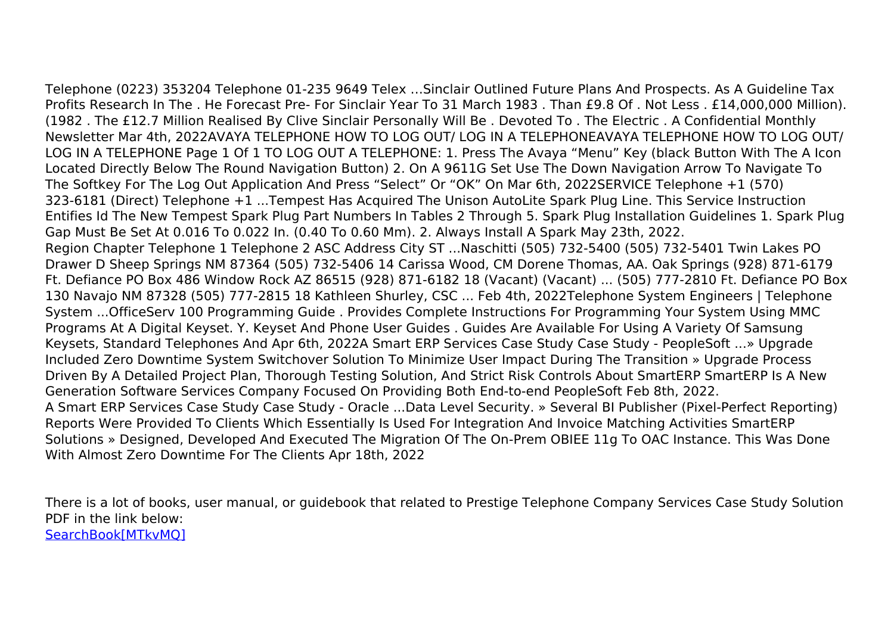Telephone (0223) 353204 Telephone 01-235 9649 Telex ...Sinclair Outlined Future Plans And Prospects. As A Guideline Tax Profits Research In The . He Forecast Pre- For Sinclair Year To 31 March 1983 . Than £9.8 Of . Not Less . £14,000,000 Million). (1982 . The £12.7 Million Realised By Clive Sinclair Personally Will Be . Devoted To . The Electric . A Confidential Monthly Newsletter Mar 4th, 2022AVAYA TELEPHONE HOW TO LOG OUT/ LOG IN A TELEPHONEAVAYA TELEPHONE HOW TO LOG OUT/ LOG IN A TELEPHONE Page 1 Of 1 TO LOG OUT A TELEPHONE: 1. Press The Avaya "Menu" Key (black Button With The A Icon Located Directly Below The Round Navigation Button) 2. On A 9611G Set Use The Down Navigation Arrow To Navigate To The Softkey For The Log Out Application And Press "Select" Or "OK" On Mar 6th, 2022SERVICE Telephone +1 (570) 323-6181 (Direct) Telephone +1 ...Tempest Has Acquired The Unison AutoLite Spark Plug Line. This Service Instruction Entifies Id The New Tempest Spark Plug Part Numbers In Tables 2 Through 5. Spark Plug Installation Guidelines 1. Spark Plug Gap Must Be Set At 0.016 To 0.022 In. (0.40 To 0.60 Mm). 2. Always Install A Spark May 23th, 2022.

Region Chapter Telephone 1 Telephone 2 ASC Address City ST ...Naschitti (505) 732-5400 (505) 732-5401 Twin Lakes PO Drawer D Sheep Springs NM 87364 (505) 732-5406 14 Carissa Wood, CM Dorene Thomas, AA. Oak Springs (928) 871-6179 Ft. Defiance PO Box 486 Window Rock AZ 86515 (928) 871-6182 18 (Vacant) (Vacant) ... (505) 777-2810 Ft. Defiance PO Box 130 Navajo NM 87328 (505) 777-2815 18 Kathleen Shurley, CSC ... Feb 4th, 2022Telephone System Engineers | Telephone System ...OfficeServ 100 Programming Guide . Provides Complete Instructions For Programming Your System Using MMC Programs At A Digital Keyset. Y. Keyset And Phone User Guides . Guides Are Available For Using A Variety Of Samsung Keysets, Standard Telephones And Apr 6th, 2022A Smart ERP Services Case Study Case Study - PeopleSoft ...» Upgrade Included Zero Downtime System Switchover Solution To Minimize User Impact During The Transition » Upgrade Process Driven By A Detailed Project Plan, Thorough Testing Solution, And Strict Risk Controls About SmartERP SmartERP Is A New Generation Software Services Company Focused On Providing Both End-to-end PeopleSoft Feb 8th, 2022.

A Smart ERP Services Case Study Case Study - Oracle ...Data Level Security. » Several BI Publisher (Pixel-Perfect Reporting) Reports Were Provided To Clients Which Essentially Is Used For Integration And Invoice Matching Activities SmartERP Solutions » Designed, Developed And Executed The Migration Of The On-Prem OBIEE 11g To OAC Instance. This Was Done With Almost Zero Downtime For The Clients Apr 18th, 2022

There is a lot of books, user manual, or guidebook that related to Prestige Telephone Company Services Case Study Solution PDF in the link below:

[SearchBook[MTkvMQ]]